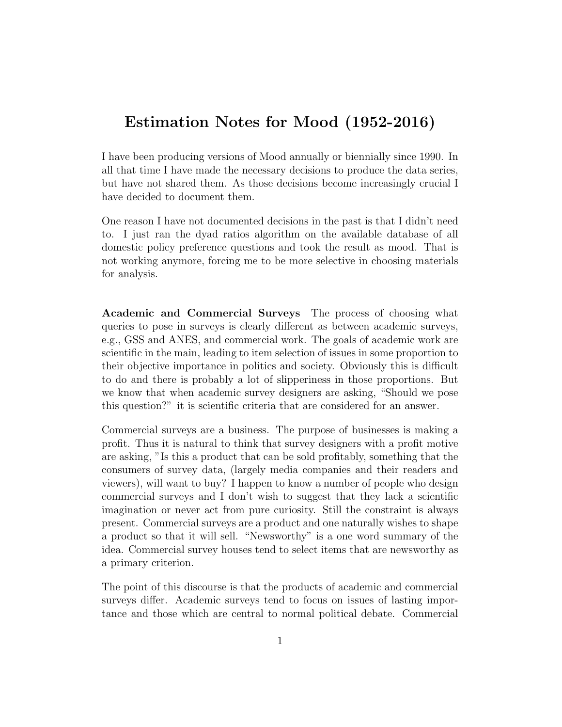# Estimation Notes for Mood (1952-2016)

I have been producing versions of Mood annually or biennially since 1990. In all that time I have made the necessary decisions to produce the data series, but have not shared them. As those decisions become increasingly crucial I have decided to document them.

One reason I have not documented decisions in the past is that I didn't need to. I just ran the dyad ratios algorithm on the available database of all domestic policy preference questions and took the result as mood. That is not working anymore, forcing me to be more selective in choosing materials for analysis.

**Academic and Commercial Surveys** The process of choosing what queries to pose in surveys is clearly different as between academic surveys, e.g., GSS and ANES, and commercial work. The goals of academic work are scientific in the main, leading to item selection of issues in some proportion to their objective importance in politics and society. Obviously this is difficult to do and there is probably a lot of slipperiness in those proportions. But we know that when academic survey designers are asking, "Should we pose this question?" it is scientific criteria that are considered for an answer.

Commercial surveys are a business. The purpose of businesses is making a profit. Thus it is natural to think that survey designers with a profit motive are asking, "Is this a product that can be sold profitably, something that the consumers of survey data, (largely media companies and their readers and viewers), will want to buy? I happen to know a number of people who design commercial surveys and I don't wish to suggest that they lack a scientific imagination or never act from pure curiosity. Still the constraint is always present. Commercial surveys are a product and one naturally wishes to shape a product so that it will sell. "Newsworthy" is a one word summary of the idea. Commercial survey houses tend to select items that are newsworthy as a primary criterion.

The point of this discourse is that the products of academic and commercial surveys differ. Academic surveys tend to focus on issues of lasting importance and those which are central to normal political debate. Commercial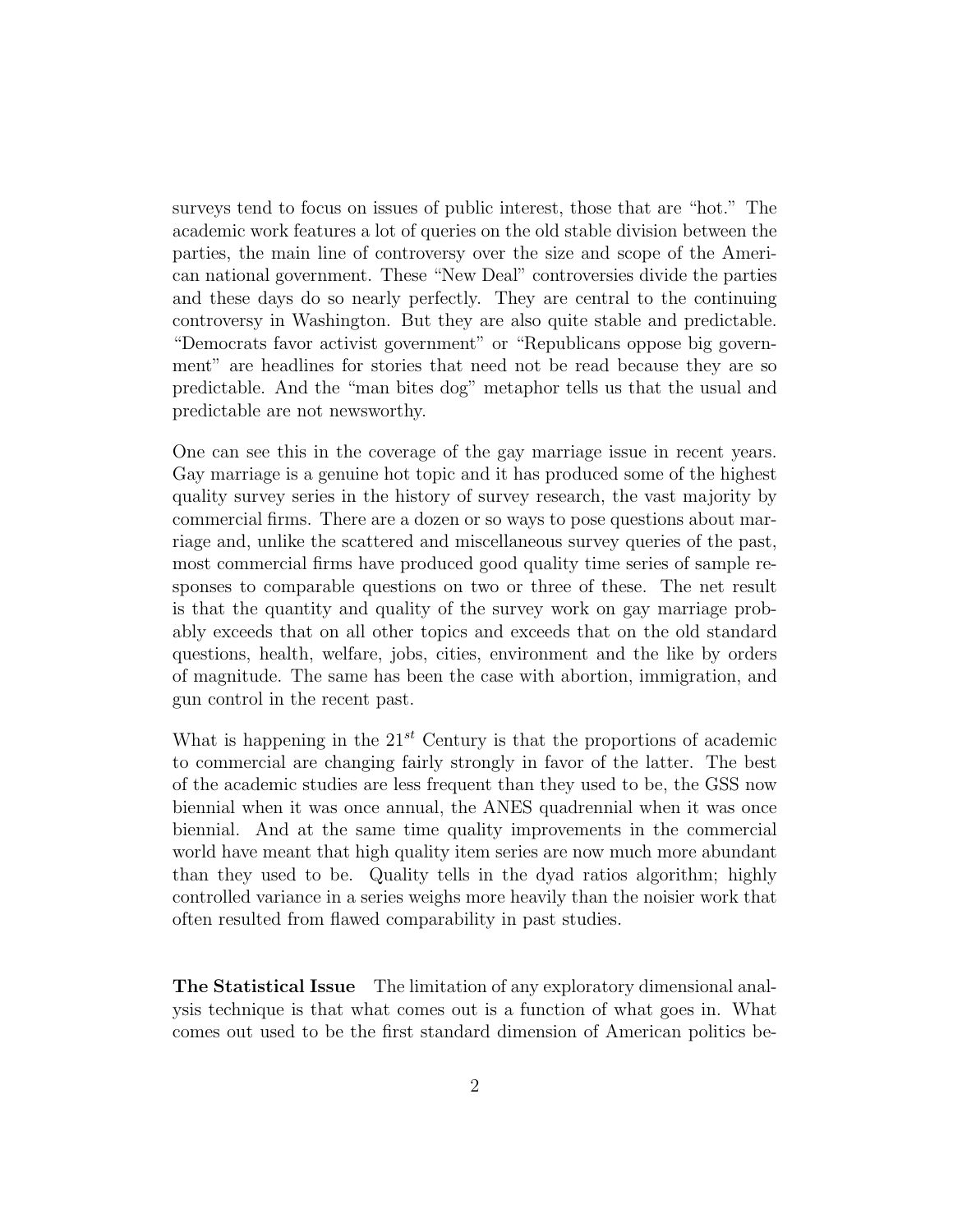surveys tend to focus on issues of public interest, those that are "hot." The academic work features a lot of queries on the old stable division between the parties, the main line of controversy over the size and scope of the American national government. These "New Deal" controversies divide the parties and these days do so nearly perfectly. They are central to the continuing controversy in Washington. But they are also quite stable and predictable. "Democrats favor activist government" or "Republicans oppose big government" are headlines for stories that need not be read because they are so predictable. And the "man bites dog" metaphor tells us that the usual and predictable are not newsworthy.

One can see this in the coverage of the gay marriage issue in recent years. Gay marriage is a genuine hot topic and it has produced some of the highest quality survey series in the history of survey research, the vast majority by commercial firms. There are a dozen or so ways to pose questions about marriage and, unlike the scattered and miscellaneous survey queries of the past, most commercial firms have produced good quality time series of sample responses to comparable questions on two or three of these. The net result is that the quantity and quality of the survey work on gay marriage probably exceeds that on all other topics and exceeds that on the old standard questions, health, welfare, jobs, cities, environment and the like by orders of magnitude. The same has been the case with abortion, immigration, and gun control in the recent past.

What is happening in the $21^{st}$ Century is that the proportions of academic to commercial are changing fairly strongly in favor of the latter. The best of the academic studies are less frequent than they used to be, the GSS now biennial when it was once annual, the ANES quadrennial when it was once biennial. And at the same time quality improvements in the commercial world have meant that high quality item series are now much more abundant than they used to be. Quality tells in the dyad ratios algorithm; highly controlled variance in a series weighs more heavily than the noisier work that often resulted from flawed comparability in past studies.

**The Statistical Issue** The limitation of any exploratory dimensional analysis technique is that what comes out is a function of what goes in. What comes out used to be the first standard dimension of American politics be-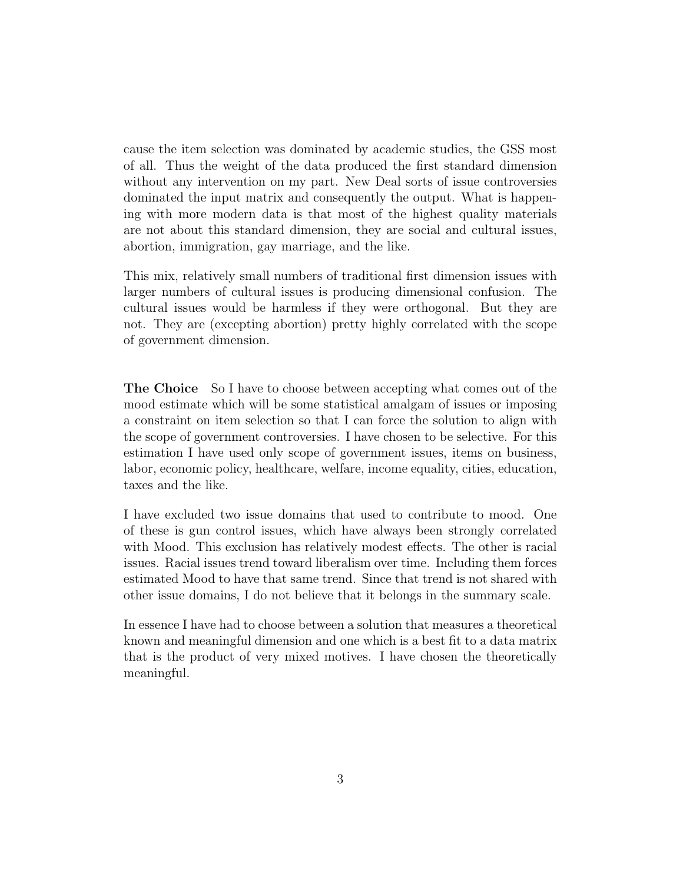cause the item selection was dominated by academic studies, the GSS most of all. Thus the weight of the data produced the first standard dimension without any intervention on my part. New Deal sorts of issue controversies dominated the input matrix and consequently the output. What is happening with more modern data is that most of the highest quality materials are not about this standard dimension, they are social and cultural issues, abortion, immigration, gay marriage, and the like.

This mix, relatively small numbers of traditional first dimension issues with larger numbers of cultural issues is producing dimensional confusion. The cultural issues would be harmless if they were orthogonal. But they are not. They are (excepting abortion) pretty highly correlated with the scope of government dimension.

**The Choice** So I have to choose between accepting what comes out of the mood estimate which will be some statistical amalgam of issues or imposing a constraint on item selection so that I can force the solution to align with the scope of government controversies. I have chosen to be selective. For this estimation I have used only scope of government issues, items on business, labor, economic policy, healthcare, welfare, income equality, cities, education, taxes and the like.

I have excluded two issue domains that used to contribute to mood. One of these is gun control issues, which have always been strongly correlated with Mood. This exclusion has relatively modest effects. The other is racial issues. Racial issues trend toward liberalism over time. Including them forces estimated Mood to have that same trend. Since that trend is not shared with other issue domains, I do not believe that it belongs in the summary scale.

In essence I have had to choose between a solution that measures a theoretical known and meaningful dimension and one which is a best fit to a data matrix that is the product of very mixed motives. I have chosen the theoretically meaningful.